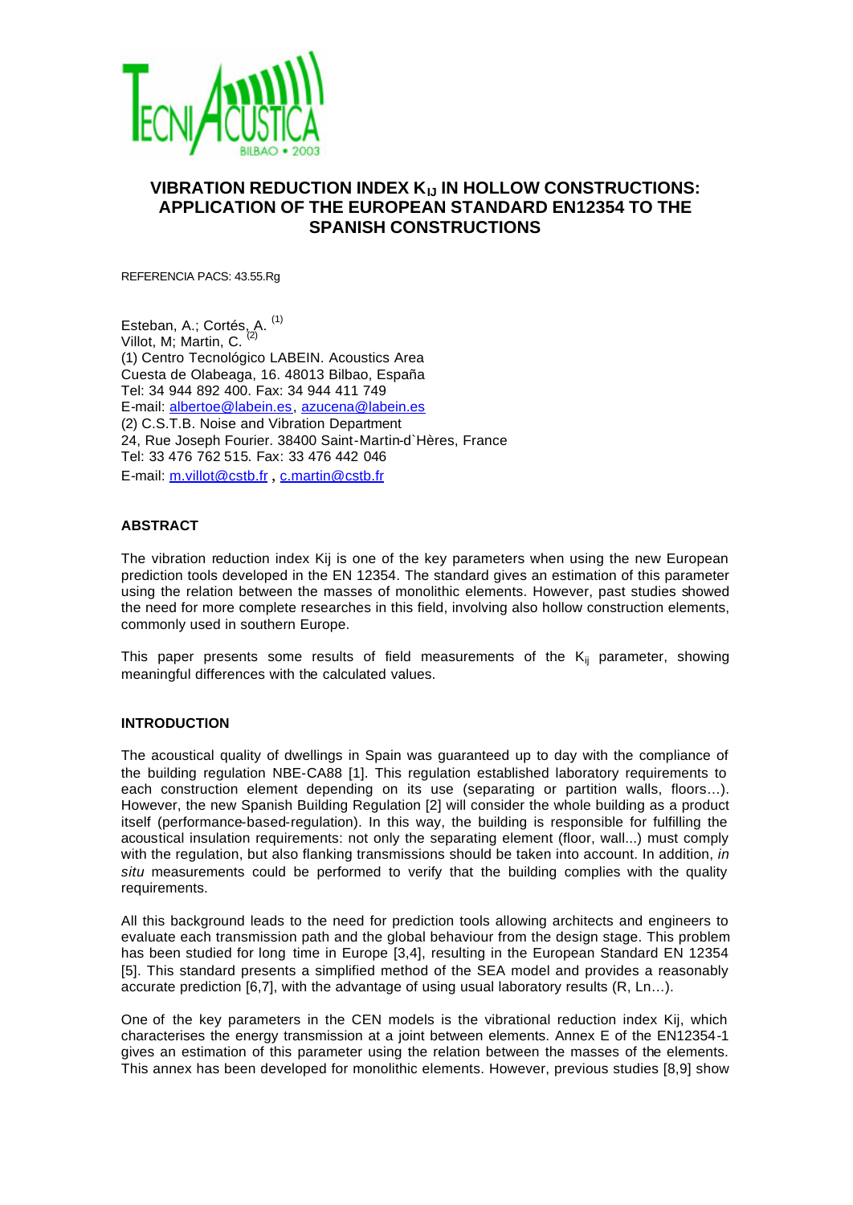# VIBRATION REDUCTION INDEX $K_{IJ}$ IN HOLLOW CONSTRUCTIONS: APPLICATION OF THE EUROPEAN STANDARD EN12354 TO THE SPANISH CONSTRUCTIONS

REFERENCIA PACS: 43.55.Rg

Esteban, A.; Cortés, A. [1]
Villot, M; Martin, C. [2]
(1) Centro Tecnológico LABEIN. Acoustics Area
Cuesta de Olabeaga, 16. 48013 Bilbao, España
Tel: 34 944 892 400. Fax: 34 944 411 749
E-mail: albertoe@labein.es, azucena@labein.es
(2) C.S.T.B. Noise and Vibration Department
24, Rue Joseph Fourier. 38400 Saint-Martin-d`Hères, France
Tel: 33 476 762 515. Fax: 33 476 442 046
E-mail: m.villot@cstb.fr , c.martin@cstb.fr

## ABSTRACT

The vibration reduction index Kij is one of the key parameters when using the new European prediction tools developed in the EN 12354. The standard gives an estimation of this parameter using the relation between the masses of monolithic elements. However, past studies showed the need for more complete researches in this field, involving also hollow construction elements, commonly used in southern Europe.

This paper presents some results of field measurements of the $K_{ij}$ parameter, showing meaningful differences with the calculated values.

## INTRODUCTION

The acoustical quality of dwellings in Spain was guaranteed up to day with the compliance of the building regulation NBE-CA88 [1]. This regulation established laboratory requirements to each construction element depending on its use (separating or partition walls, floors…). However, the new Spanish Building Regulation [2] will consider the whole building as a product itself (performance-based-regulation). In this way, the building is responsible for fulfilling the acoustical insulation requirements: not only the separating element (floor, wall...) must comply with the regulation, but also flanking transmissions should be taken into account. In addition, *in situ* measurements could be performed to verify that the building complies with the quality requirements.

All this background leads to the need for prediction tools allowing architects and engineers to evaluate each transmission path and the global behaviour from the design stage. This problem has been studied for long time in Europe [3,4], resulting in the European Standard EN 12354 [5]. This standard presents a simplified method of the SEA model and provides a reasonably accurate prediction [6,7], with the advantage of using usual laboratory results (R, Ln…).

One of the key parameters in the CEN models is the vibrational reduction index Kij, which characterises the energy transmission at a joint between elements. Annex E of the EN12354-1 gives an estimation of this parameter using the relation between the masses of the elements. This annex has been developed for monolithic elements. However, previous studies [8,9] show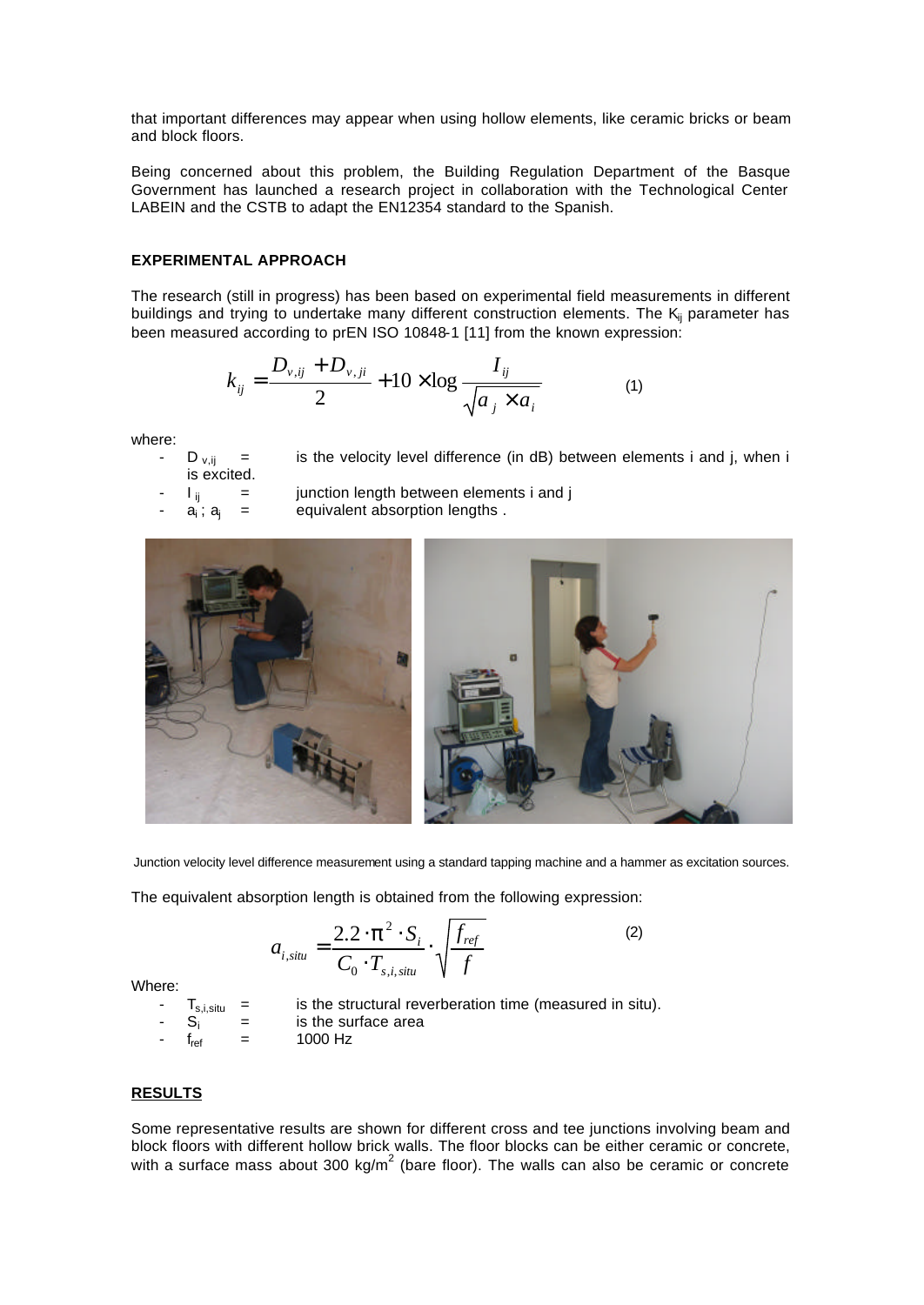that important differences may appear when using hollow elements, like ceramic bricks or beam and block floors.

Being concerned about this problem, the Building Regulation Department of the Basque Government has launched a research project in collaboration with the Technological Center LABEIN and the CSTB to adapt the EN12354 standard to the Spanish.

## EXPERIMENTAL APPROACH

The research (still in progress) has been based on experimental field measurements in different buildings and trying to undertake many different construction elements. The $K_{ij}$ parameter has been measured according to prEN ISO 10848-1 [11] from the known expression:

$$k_{ij} = \frac{D_{v,ij} + D_{v,ji}}{2} + 10 \times \log \frac{I_{ij}}{\sqrt{a_j \times a_i}} \qquad (1)$$

where:

- $D_{v,ij}$ = is the velocity level difference (in dB) between elements i and j, when i is excited.
- $I_{ij}$ = junction length between elements i and j
- $a_i$ ; $a_j$ = equivalent absorption lengths .

Junction velocity level difference measurement using a standard tapping machine and a hammer as excitation sources.

The equivalent absorption length is obtained from the following expression:

$$a_{i,situ} = \frac{2.2 \cdot \pi^2 \cdot S_i}{C_0 \cdot T_{s,i,situ}} \cdot \sqrt{\frac{f_{ref}}{f}} \qquad (2)$$

Where:

- $T_{s,i,situ}$ = is the structural reverberation time (measured in situ).
- $S_i$ = is the surface area
- $f_{ref}$ = 1000 Hz

## RESULTS

Some representative results are shown for different cross and tee junctions involving beam and block floors with different hollow brick walls. The floor blocks can be either ceramic or concrete, with a surface mass about 300 kg/m$^2$ (bare floor). The walls can also be ceramic or concrete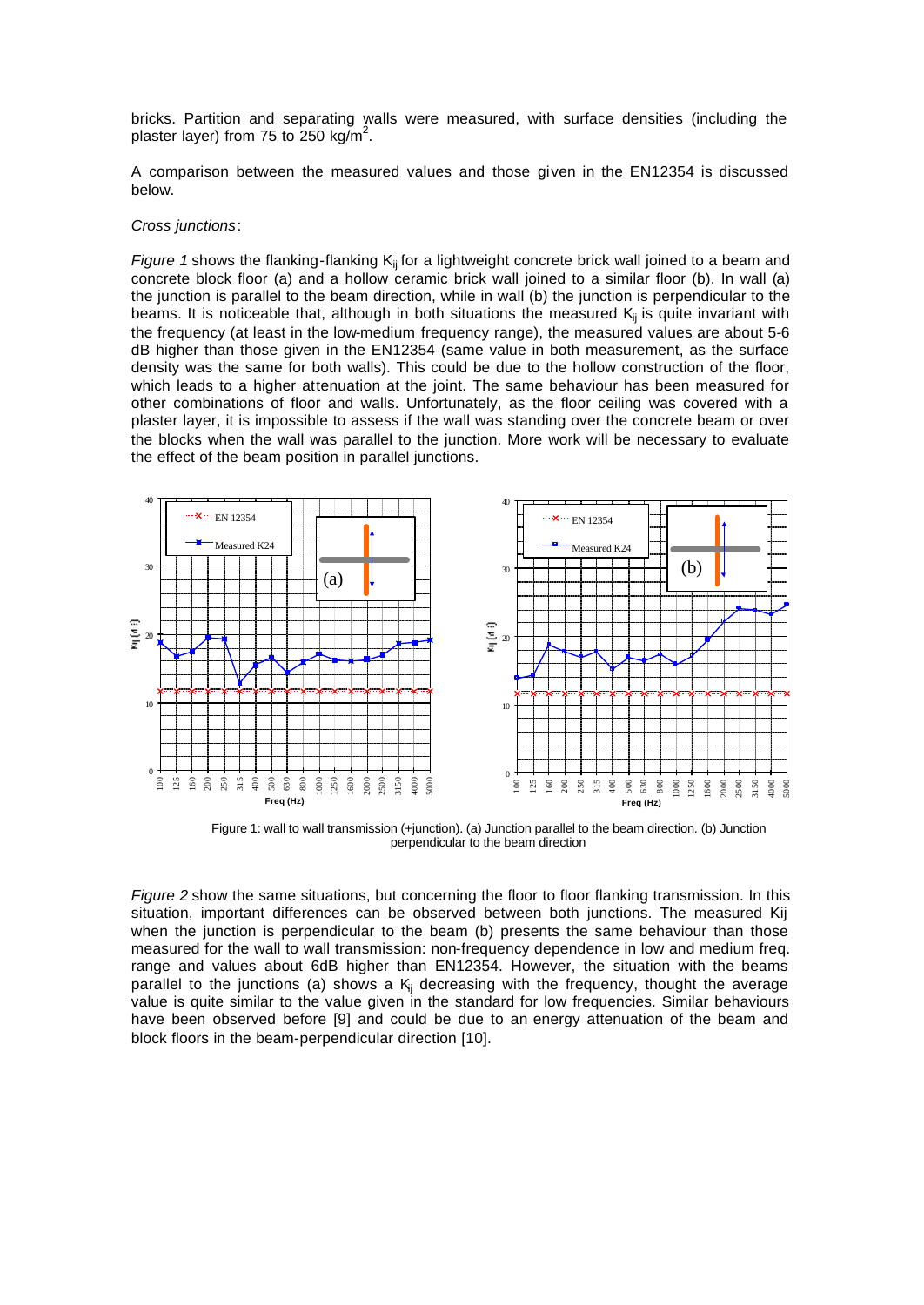bricks. Partition and separating walls were measured, with surface densities (including the plaster layer) from 75 to 250 kg/m$^2$.

A comparison between the measured values and those given in the EN12354 is discussed below.

*Cross junctions*:

*Figure 1* shows the flanking-flanking $K_{ij}$ for a lightweight concrete brick wall joined to a beam and concrete block floor (a) and a hollow ceramic brick wall joined to a similar floor (b). In wall (a) the junction is parallel to the beam direction, while in wall (b) the junction is perpendicular to the beams. It is noticeable that, although in both situations the measured $K_{ij}$ is quite invariant with the frequency (at least in the low-medium frequency range), the measured values are about 5-6 dB higher than those given in the EN12354 (same value in both measurement, as the surface density was the same for both walls). This could be due to the hollow construction of the floor, which leads to a higher attenuation at the joint. The same behaviour has been measured for other combinations of floor and walls. Unfortunately, as the floor ceiling was covered with a plaster layer, it is impossible to assess if the wall was standing over the concrete beam or over the blocks when the wall was parallel to the junction. More work will be necessary to evaluate the effect of the beam position in parallel junctions.

Figure 1: wall to wall transmission (+junction). (a) Junction parallel to the beam direction. (b) Junction perpendicular to the beam direction

*Figure 2* show the same situations, but concerning the floor to floor flanking transmission. In this situation, important differences can be observed between both junctions. The measured Kij when the junction is perpendicular to the beam (b) presents the same behaviour than those measured for the wall to wall transmission: non-frequency dependence in low and medium freq. range and values about 6dB higher than EN12354. However, the situation with the beams parallel to the junctions (a) shows a $K_{ij}$ decreasing with the frequency, thought the average value is quite similar to the value given in the standard for low frequencies. Similar behaviours have been observed before [9] and could be due to an energy attenuation of the beam and block floors in the beam-perpendicular direction [10].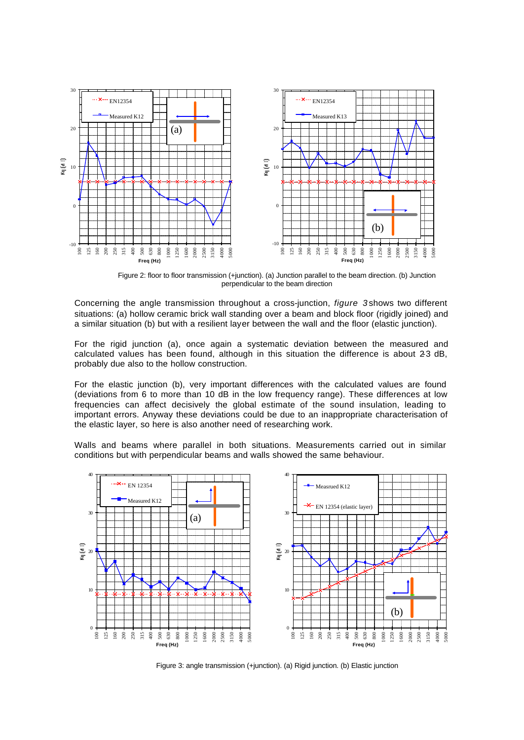Figure 2: floor to floor transmission (+junction). (a) Junction parallel to the beam direction. (b) Junction perpendicular to the beam direction

Concerning the angle transmission throughout a cross-junction, *figure 3* shows two different situations: (a) hollow ceramic brick wall standing over a beam and block floor (rigidly joined) and a similar situation (b) but with a resilient layer between the wall and the floor (elastic junction).

For the rigid junction (a), once again a systematic deviation between the measured and calculated values has been found, although in this situation the difference is about 2-3 dB, probably due also to the hollow construction.

For the elastic junction (b), very important differences with the calculated values are found (deviations from 6 to more than 10 dB in the low frequency range). These differences at low frequencies can affect decisively the global estimate of the sound insulation, leading to important errors. Anyway these deviations could be due to an inappropriate characterisation of the elastic layer, so here is also another need of researching work.

Walls and beams where parallel in both situations. Measurements carried out in similar conditions but with perpendicular beams and walls showed the same behaviour.

Figure 3: angle transmission (+junction). (a) Rigid junction. (b) Elastic junction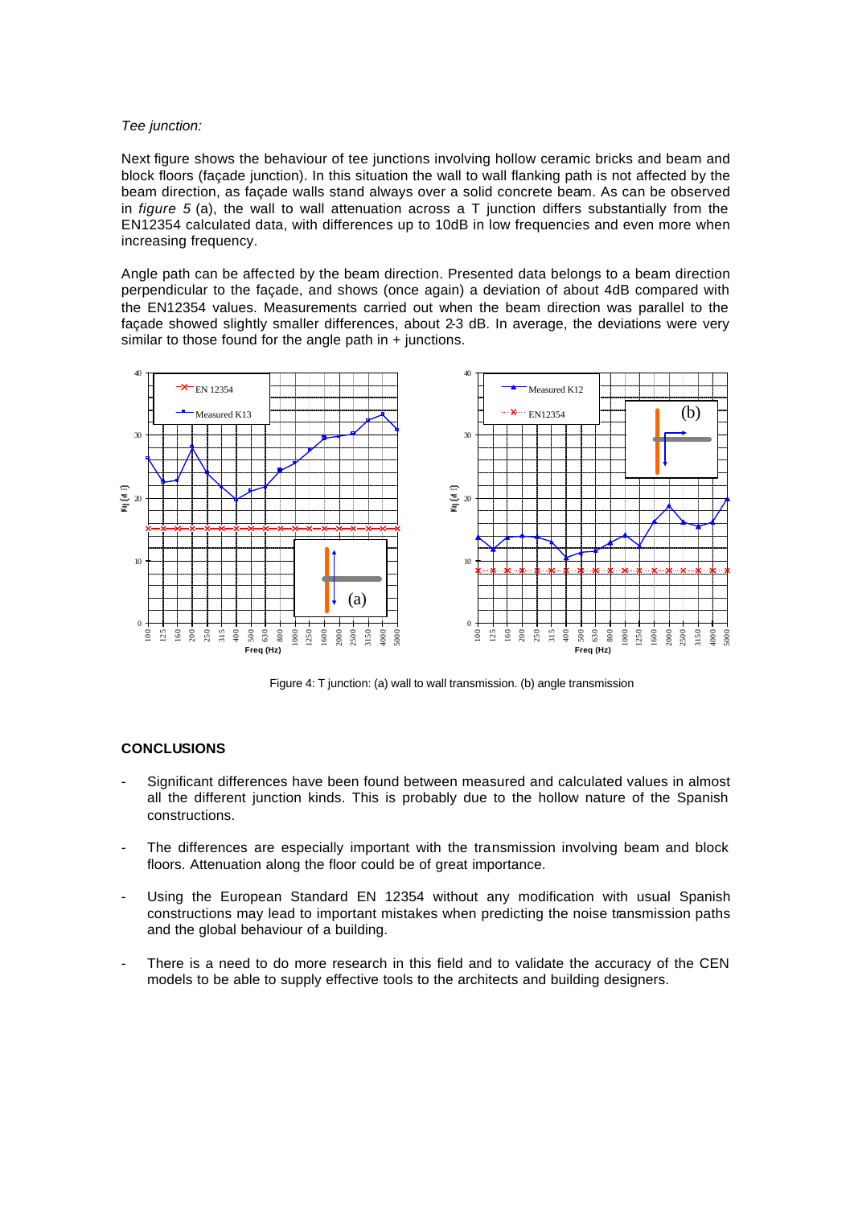*Tee junction:*

Next figure shows the behaviour of tee junctions involving hollow ceramic bricks and beam and block floors (façade junction). In this situation the wall to wall flanking path is not affected by the beam direction, as façade walls stand always over a solid concrete beam. As can be observed in *figure 5* (a), the wall to wall attenuation across a T junction differs substantially from the EN12354 calculated data, with differences up to 10dB in low frequencies and even more when increasing frequency.

Angle path can be affected by the beam direction. Presented data belongs to a beam direction perpendicular to the façade, and shows (once again) a deviation of about 4dB compared with the EN12354 values. Measurements carried out when the beam direction was parallel to the façade showed slightly smaller differences, about 2-3 dB. In average, the deviations were very similar to those found for the angle path in + junctions.

Figure 4: T junction: (a) wall to wall transmission. (b) angle transmission

## CONCLUSIONS

- Significant differences have been found between measured and calculated values in almost all the different junction kinds. This is probably due to the hollow nature of the Spanish constructions.
- The differences are especially important with the transmission involving beam and block floors. Attenuation along the floor could be of great importance.
- Using the European Standard EN 12354 without any modification with usual Spanish constructions may lead to important mistakes when predicting the noise transmission paths and the global behaviour of a building.
- There is a need to do more research in this field and to validate the accuracy of the CEN models to be able to supply effective tools to the architects and building designers.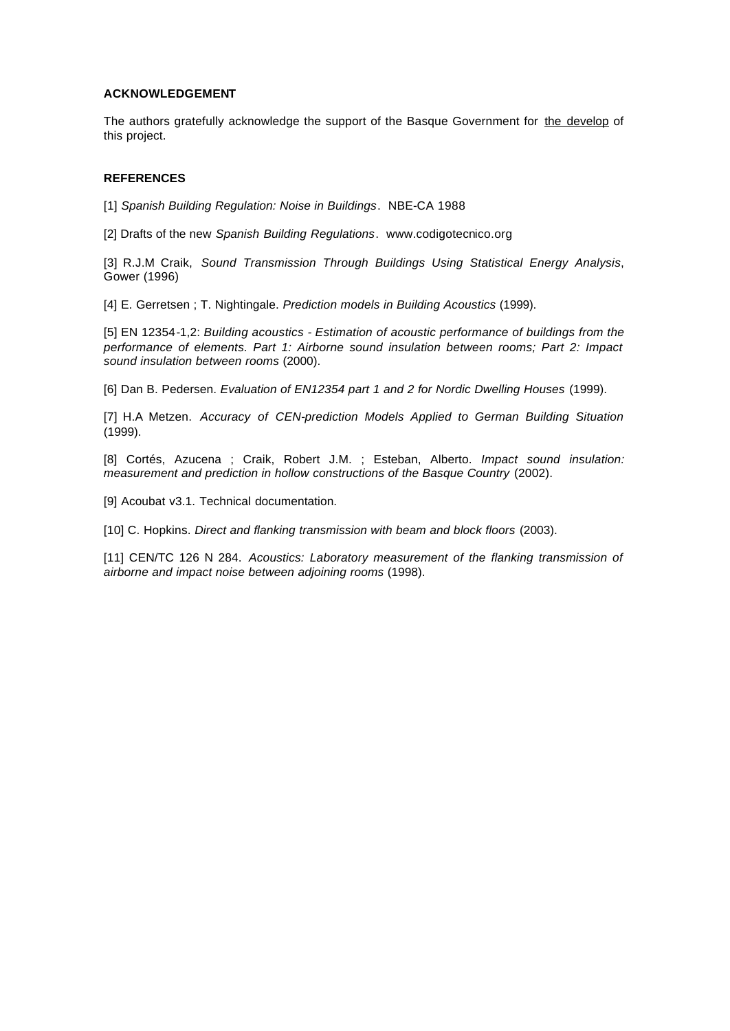## ACKNOWLEDGEMENT

The authors gratefully acknowledge the support of the Basque Government for the develop of this project.

## REFERENCES

[1] *Spanish Building Regulation: Noise in Buildings*. NBE-CA 1988

[2] Drafts of the new *Spanish Building Regulations*. www.codigotecnico.org

[3] R.J.M Craik, *Sound Transmission Through Buildings Using Statistical Energy Analysis*, Gower (1996)

[4] E. Gerretsen ; T. Nightingale. *Prediction models in Building Acoustics* (1999).

[5] EN 12354-1,2: *Building acoustics - Estimation of acoustic performance of buildings from the performance of elements. Part 1: Airborne sound insulation between rooms; Part 2: Impact sound insulation between rooms* (2000).

[6] Dan B. Pedersen. *Evaluation of EN12354 part 1 and 2 for Nordic Dwelling Houses* (1999).

[7] H.A Metzen. *Accuracy of CEN-prediction Models Applied to German Building Situation* (1999).

[8] Cortés, Azucena ; Craik, Robert J.M. ; Esteban, Alberto. *Impact sound insulation: measurement and prediction in hollow constructions of the Basque Country* (2002).

[9] Acoubat v3.1. Technical documentation.

[10] C. Hopkins. *Direct and flanking transmission with beam and block floors* (2003).

[11] CEN/TC 126 N 284. *Acoustics: Laboratory measurement of the flanking transmission of airborne and impact noise between adjoining rooms* (1998).